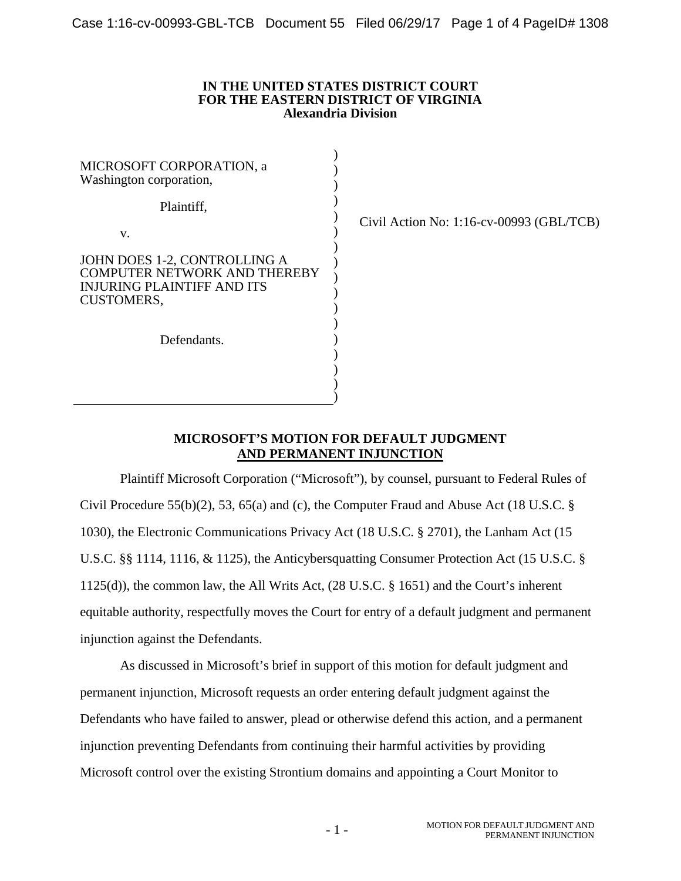**IN THE UNITED STATES DISTRICT COURT**
**FOR THE EASTERN DISTRICT OF VIRGINIA**
**Alexandria Division**

MICROSOFT CORPORATION, a Washington corporation,

Plaintiff,

v.

JOHN DOES 1-2, CONTROLLING A COMPUTER NETWORK AND THEREBY INJURING PLAINTIFF AND ITS CUSTOMERS,

Defendants.

Civil Action No: 1:16-cv-00993 (GBL/TCB)

**MICROSOFT'S MOTION FOR DEFAULT JUDGMENT AND PERMANENT INJUNCTION**

Plaintiff Microsoft Corporation ("Microsoft"), by counsel, pursuant to Federal Rules of Civil Procedure 55(b)(2), 53, 65(a) and (c), the Computer Fraud and Abuse Act (18 U.S.C. § 1030), the Electronic Communications Privacy Act (18 U.S.C. § 2701), the Lanham Act (15 U.S.C. §§ 1114, 1116, & 1125), the Anticybersquatting Consumer Protection Act (15 U.S.C. § 1125(d)), the common law, the All Writs Act, (28 U.S.C. § 1651) and the Court's inherent equitable authority, respectfully moves the Court for entry of a default judgment and permanent injunction against the Defendants.

As discussed in Microsoft's brief in support of this motion for default judgment and permanent injunction, Microsoft requests an order entering default judgment against the Defendants who have failed to answer, plead or otherwise defend this action, and a permanent injunction preventing Defendants from continuing their harmful activities by providing Microsoft control over the existing Strontium domains and appointing a Court Monitor to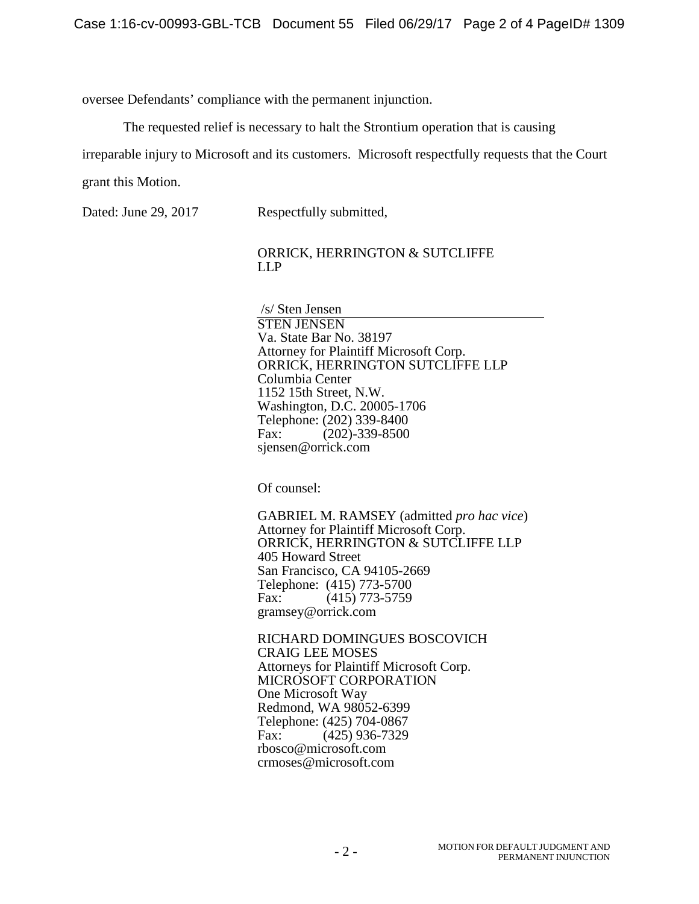oversee Defendants' compliance with the permanent injunction.

The requested relief is necessary to halt the Strontium operation that is causing irreparable injury to Microsoft and its customers. Microsoft respectfully requests that the Court grant this Motion.

Dated: June 29, 2017

Respectfully submitted,

ORRICK, HERRINGTON & SUTCLIFFE LLP

/s/ Sten Jensen
STEN JENSEN
Va. State Bar No. 38197
Attorney for Plaintiff Microsoft Corp.
ORRICK, HERRINGTON SUTCLIFFE LLP
Columbia Center
1152 15th Street, N.W.
Washington, D.C. 20005-1706
Telephone: (202) 339-8400
Fax: (202)-339-8500
sjensen@orrick.com

Of counsel:

GABRIEL M. RAMSEY (admitted *pro hac vice*)
Attorney for Plaintiff Microsoft Corp.
ORRICK, HERRINGTON & SUTCLIFFE LLP
405 Howard Street
San Francisco, CA 94105-2669
Telephone: (415) 773-5700
Fax: (415) 773-5759
gramsey@orrick.com

RICHARD DOMINGUES BOSCOVICH
CRAIG LEE MOSES
Attorneys for Plaintiff Microsoft Corp.
MICROSOFT CORPORATION
One Microsoft Way
Redmond, WA 98052-6399
Telephone: (425) 704-0867
Fax: (425) 936-7329
rbosco@microsoft.com
crmoses@microsoft.com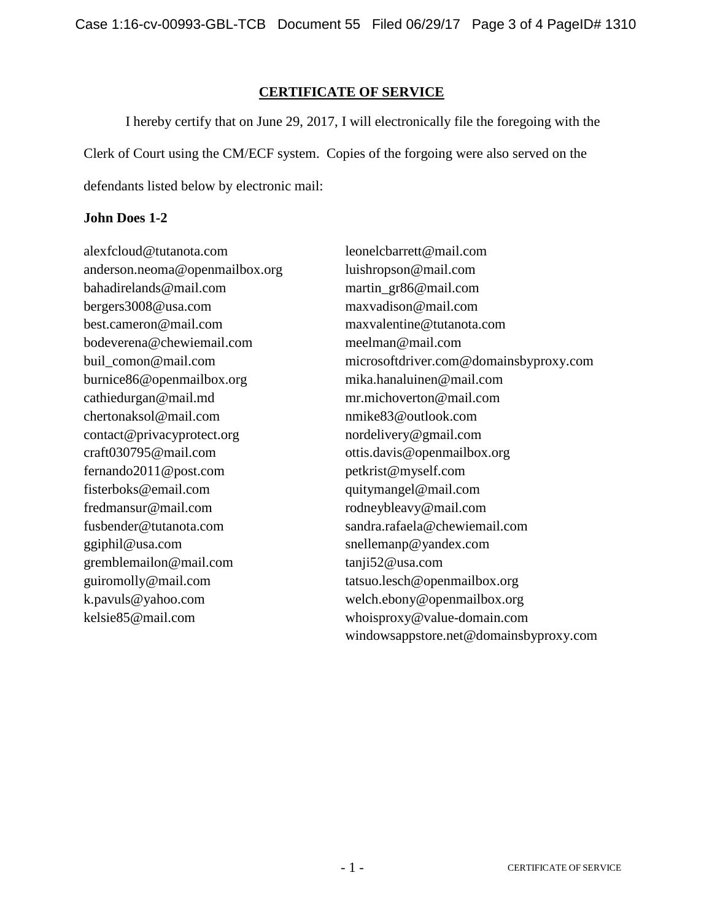## CERTIFICATE OF SERVICE

I hereby certify that on June 29, 2017, I will electronically file the foregoing with the Clerk of Court using the CM/ECF system. Copies of the forgoing were also served on the defendants listed below by electronic mail:

**John Does 1-2**

alexfcloud@tutanota.com
anderson.neoma@openmailbox.org
bahadirelands@mail.com
bergers3008@usa.com
best.cameron@mail.com
bodeverena@chewiemail.com
buil_comon@mail.com
burnice86@openmailbox.org
cathiedurgan@mail.md
chertonaksol@mail.com
contact@privacyprotect.org
craft030795@mail.com
fernando2011@post.com
fisterboks@email.com
fredmansur@mail.com
fusbender@tutanota.com
ggiphil@usa.com
gremblemailon@mail.com
guiromolly@mail.com
k.pavuls@yahoo.com
kelsie85@mail.com
leonelcbarrett@mail.com
luishropson@mail.com
martin_gr86@mail.com
maxvadison@mail.com
maxvalentine@tutanota.com
meelman@mail.com
microsoftdriver.com@domainsbyproxy.com
mika.hanaluinen@mail.com
mr.michoverton@mail.com
nmike83@outlook.com
nordelivery@gmail.com
ottis.davis@openmailbox.org
petkrist@myself.com
quitymangel@mail.com
rodneybleavy@mail.com
sandra.rafaela@chewiemail.com
snellemanp@yandex.com
tanji52@usa.com
tatsuo.lesch@openmailbox.org
welch.ebony@openmailbox.org
whoisproxy@value-domain.com
windowsappstore.net@domainsbyproxy.com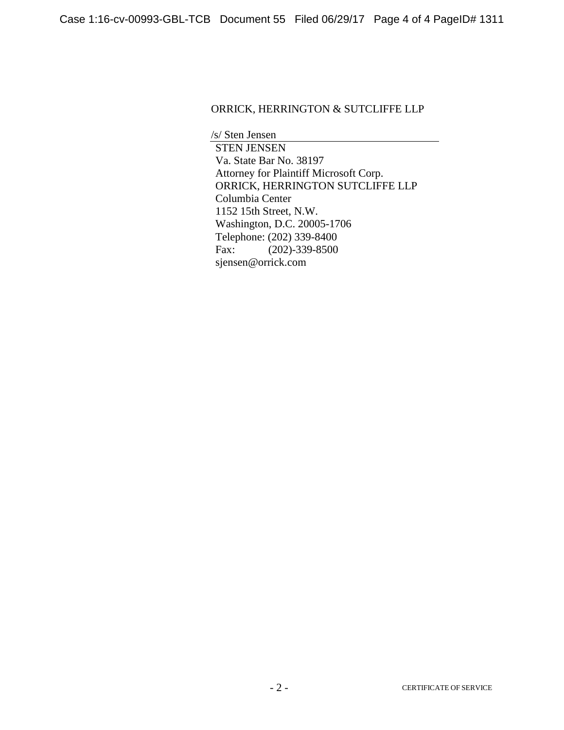ORRICK, HERRINGTON & SUTCLIFFE LLP

/s/ Sten Jensen

STEN JENSEN
Va. State Bar No. 38197
Attorney for Plaintiff Microsoft Corp.
ORRICK, HERRINGTON SUTCLIFFE LLP
Columbia Center
1152 15th Street, N.W.
Washington, D.C. 20005-1706
Telephone: (202) 339-8400
Fax: (202)-339-8500
sjensen@orrick.com